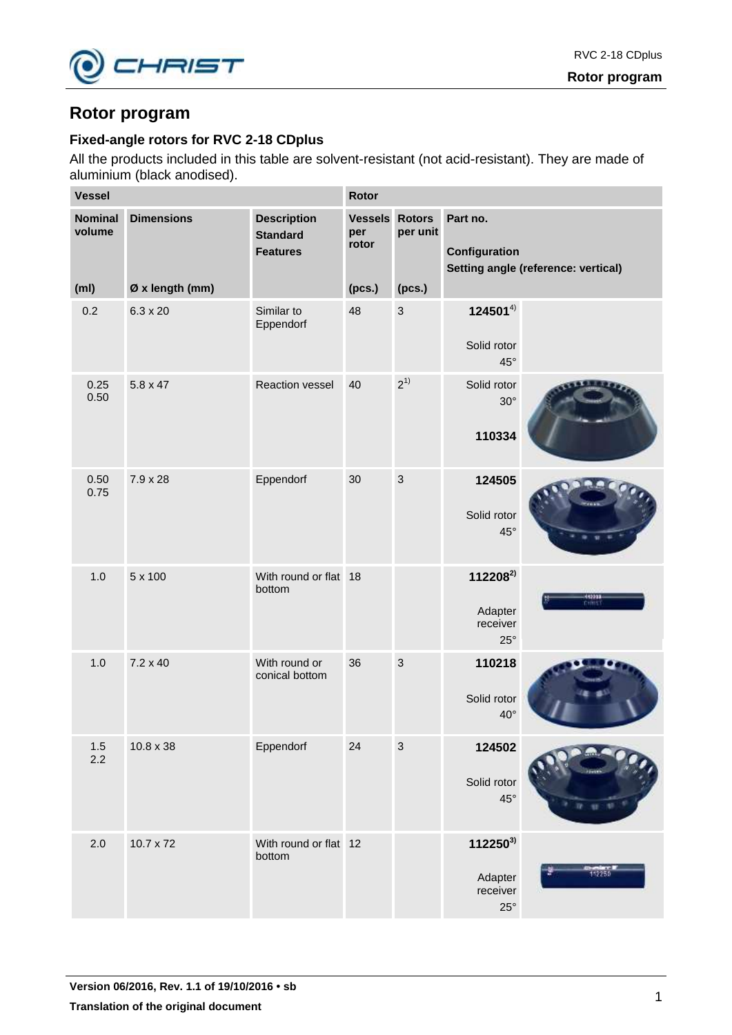# Rotor program

## Fixed-angle rotors for RVC 2-18 CDplus

All the products included in this table are solvent-resistant (not acid-resistant). They are made of aluminium (black anodised).

| Vessel | | | Rotor | | |
|---|---|---|---|---|---|
| Nominal volume (ml) | Dimensions Ø x length (mm) | Description Standard Features | Vessels per rotor (pcs.) | Rotors per unit (pcs.) | Part no. Configuration Setting angle (reference: vertical) |
| 0.2 | 6.3 x 20 | Similar to Eppendorf | 48 | 3 | **124501**[4] Solid rotor 45° |
| 0.25 0.50 | 5.8 x 47 | Reaction vessel | 40 | 2[1] | Solid rotor 30° **110334** |
| 0.50 0.75 | 7.9 x 28 | Eppendorf | 30 | 3 | **124505** Solid rotor 45° |
| 1.0 | 5 x 100 | With round or flat bottom | 18 | | **112208**[2] Adapter receiver 25° |
| 1.0 | 7.2 x 40 | With round or conical bottom | 36 | 3 | **110218** Solid rotor 40° |
| 1.5 2.2 | 10.8 x 38 | Eppendorf | 24 | 3 | **124502** Solid rotor 45° |
| 2.0 | 10.7 x 72 | With round or flat bottom | 12 | | **112250**[3] Adapter receiver 25° |

**Version 06/2016, Rev. 1.1 of 19/10/2016 • sb**

**Translation of the original document**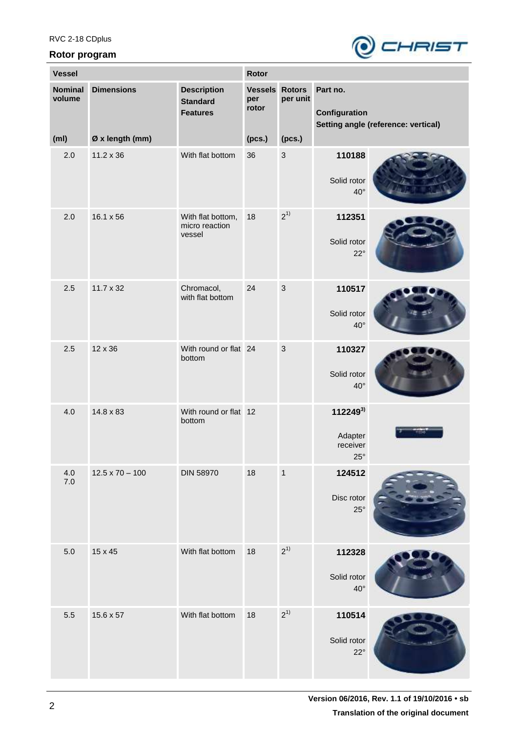## Rotor program

| Vessel | | | Rotor | | |
|---|---|---|---|---|---|
| Nominal volume (ml) | Dimensions Ø x length (mm) | Description Standard Features | Vessels per rotor (pcs.) | Rotors per unit (pcs.) | Part no. Configuration Setting angle (reference: vertical) |
| 2.0 | 11.2 x 36 | With flat bottom | 36 | 3 | **110188** Solid rotor 40° |
| 2.0 | 16.1 x 56 | With flat bottom, micro reaction vessel | 18 | 2[1)] | **112351** Solid rotor 22° |
| 2.5 | 11.7 x 32 | Chromacol, with flat bottom | 24 | 3 | **110517** Solid rotor 40° |
| 2.5 | 12 x 36 | With round or flat bottom | 24 | 3 | **110327** Solid rotor 40° |
| 4.0 | 14.8 x 83 | With round or flat bottom | 12 | | **112249**[3)] Adapter receiver 25° |
| 4.0 7.0 | 12.5 x 70 – 100 | DIN 58970 | 18 | 1 | **124512** Disc rotor 25° |
| 5.0 | 15 x 45 | With flat bottom | 18 | 2[1)] | **112328** Solid rotor 40° |
| 5.5 | 15.6 x 57 | With flat bottom | 18 | 2[1)] | **110514** Solid rotor 22° |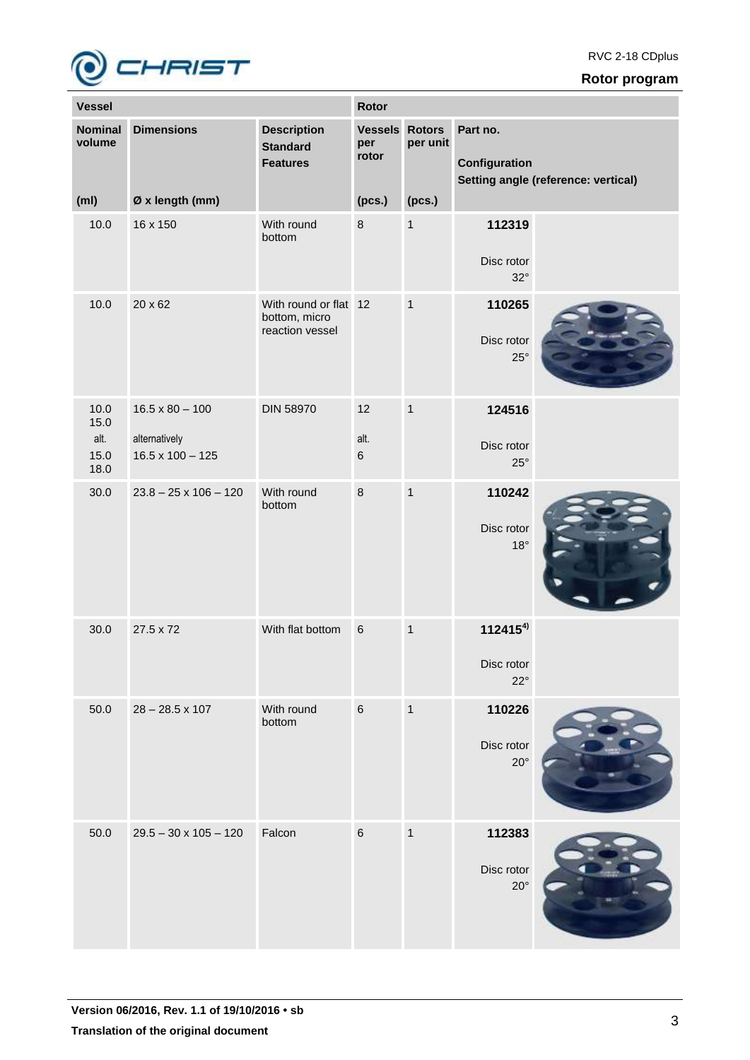## Rotor program

| Vessel | | | Rotor | | |
|---|---|---|---|---|---|
| Nominal volume (ml) | Dimensions Ø x length (mm) | Description Standard Features | Vessels per rotor (pcs.) | Rotors per unit (pcs.) | Part no. Configuration Setting angle (reference: vertical) |
| 10.0 | 16 x 150 | With round bottom | 8 | 1 | **112319** Disc rotor 32° |
| 10.0 | 20 x 62 | With round or flat bottom, micro reaction vessel | 12 | 1 | **110265** Disc rotor 25° |
| 10.0 15.0 alt. 15.0 18.0 | 16.5 x 80 – 100 alternatively 16.5 x 100 – 125 | DIN 58970 | 12 alt. 6 | 1 | **124516** Disc rotor 25° |
| 30.0 | 23.8 – 25 x 106 – 120 | With round bottom | 8 | 1 | **110242** Disc rotor 18° |
| 30.0 | 27.5 x 72 | With flat bottom | 6 | 1 | **112415**[4)] Disc rotor 22° |
| 50.0 | 28 – 28.5 x 107 | With round bottom | 6 | 1 | **110226** Disc rotor 20° |
| 50.0 | 29.5 – 30 x 105 – 120 | Falcon | 6 | 1 | **112383** Disc rotor 20° |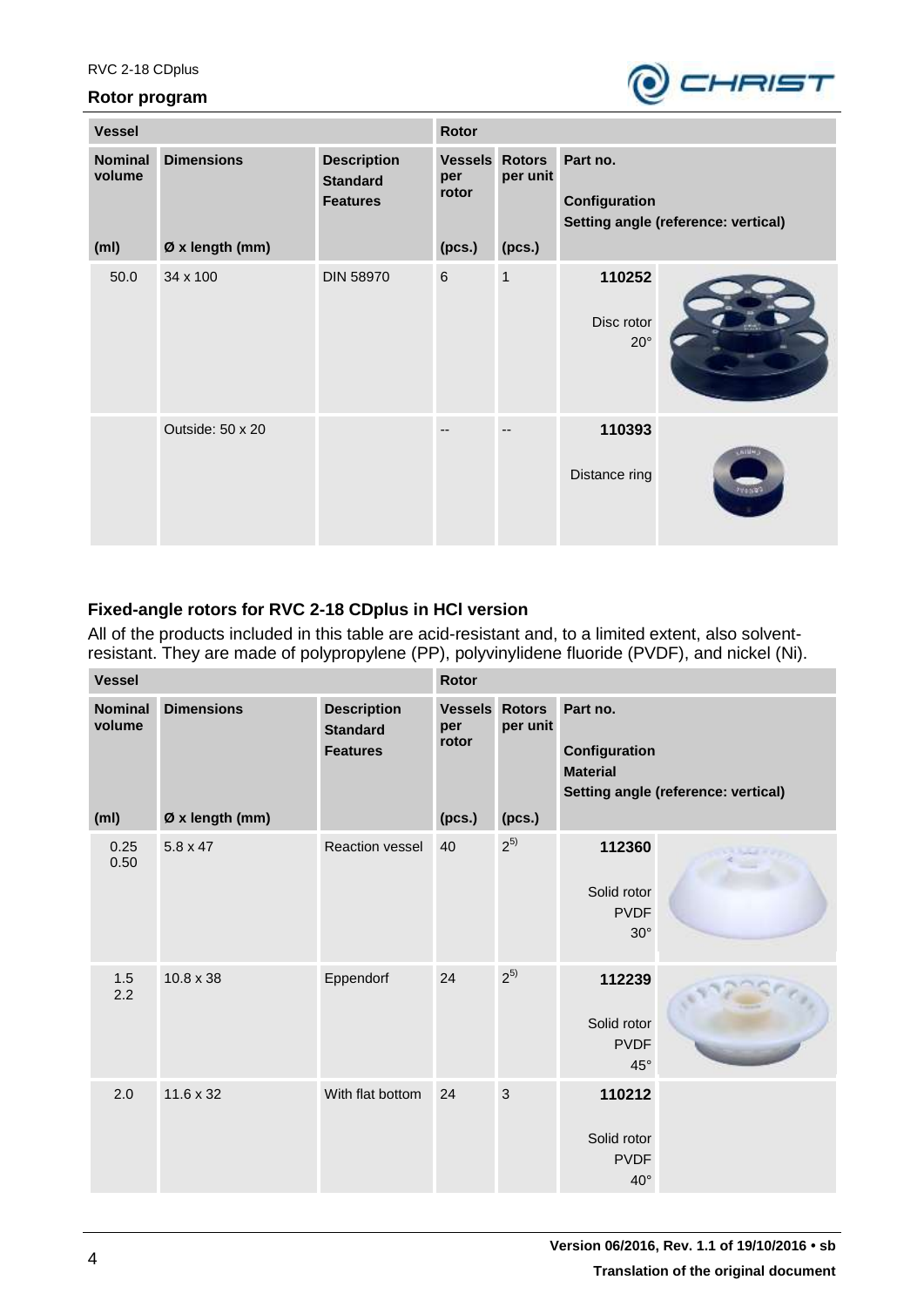## Rotor program

| Vessel | | | Rotor | | |
|---|---|---|---|---|---|
| Nominal volume | Dimensions | Description Standard Features | Vessels per rotor | Rotors per unit | Part no. Configuration Setting angle (reference: vertical) |
| (ml) | Ø x length (mm) | | (pcs.) | (pcs.) | |
| 50.0 | 34 x 100 | DIN 58970 | 6 | 1 | **110252** Disc rotor 20° |
| | Outside: 50 x 20 | | -- | -- | **110393** Distance ring |

### Fixed-angle rotors for RVC 2-18 CDplus in HCl version

All of the products included in this table are acid-resistant and, to a limited extent, also solvent-resistant. They are made of polypropylene (PP), polyvinylidene fluoride (PVDF), and nickel (Ni).

| Vessel | | | Rotor | | |
|---|---|---|---|---|---|
| Nominal volume | Dimensions | Description Standard Features | Vessels per rotor | Rotors per unit | Part no. Configuration Material Setting angle (reference: vertical) |
| (ml) | Ø x length (mm) | | (pcs.) | (pcs.) | |
| 0.25 0.50 | 5.8 x 47 | Reaction vessel | 40 | 2[5)] | **112360** Solid rotor PVDF 30° |
| 1.5 2.2 | 10.8 x 38 | Eppendorf | 24 | 2[5)] | **112239** Solid rotor PVDF 45° |
| 2.0 | 11.6 x 32 | With flat bottom | 24 | 3 | **110212** Solid rotor PVDF 40° |

**Version 06/2016, Rev. 1.1 of 19/10/2016 • sb**

**Translation of the original document**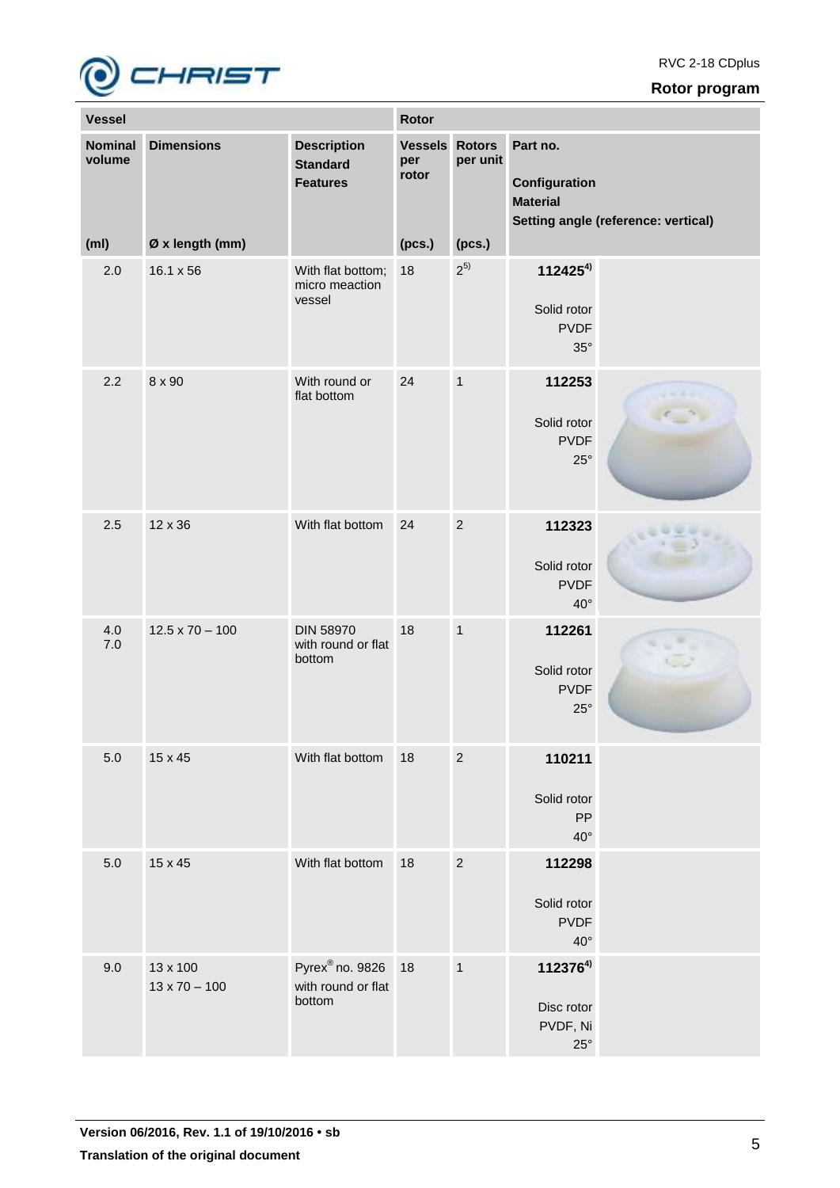## Rotor program

| Vessel | | | Rotor | | |
|---|---|---|---|---|---|
| **Nominal volume** (ml) | **Dimensions** Ø x length (mm) | **Description** **Standard** **Features** | **Vessels per rotor** (pcs.) | **Rotors per unit** (pcs.) | **Part no.** **Configuration** **Material** **Setting angle (reference: vertical)** |
| 2.0 | 16.1 x 56 | With flat bottom; micro meaction vessel | 18 | 2[5)] | **112425**[4)] Solid rotor PVDF 35° |
| 2.2 | 8 x 90 | With round or flat bottom | 24 | 1 | **112253** Solid rotor PVDF 25° |
| 2.5 | 12 x 36 | With flat bottom | 24 | 2 | **112323** Solid rotor PVDF 40° |
| 4.0 7.0 | 12.5 x 70 – 100 | DIN 58970 with round or flat bottom | 18 | 1 | **112261** Solid rotor PVDF 25° |
| 5.0 | 15 x 45 | With flat bottom | 18 | 2 | **110211** Solid rotor PP 40° |
| 5.0 | 15 x 45 | With flat bottom | 18 | 2 | **112298** Solid rotor PVDF 40° |
| 9.0 | 13 x 100 13 x 70 – 100 | Pyrex® no. 9826 with round or flat bottom | 18 | 1 | **112376**[4)] Disc rotor PVDF, Ni 25° |

**Version 06/2016, Rev. 1.1 of 19/10/2016 • sb**

**Translation of the original document**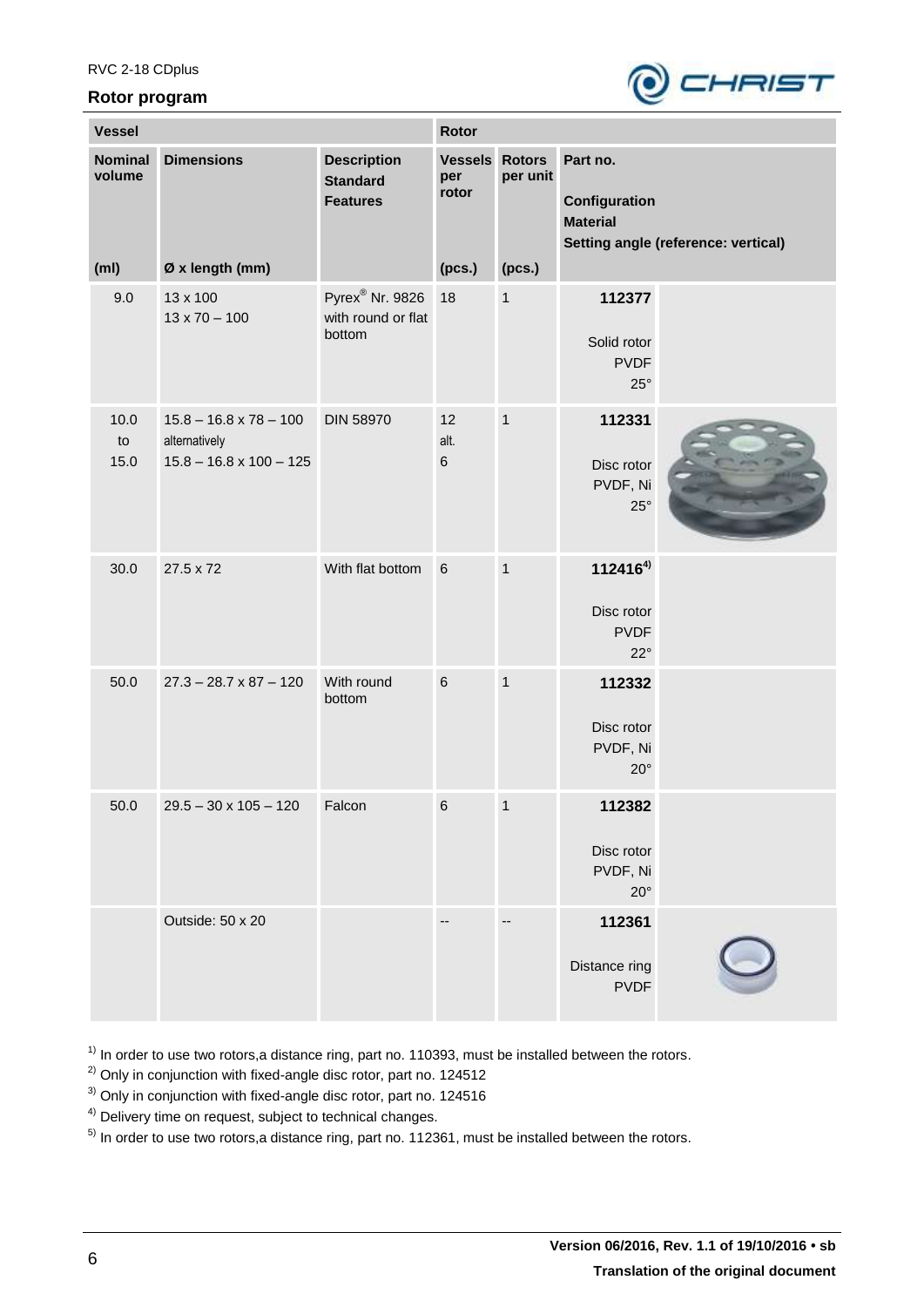RVC 2-18 CDplus

## Rotor program

| Vessel | | | Rotor | | |
|---|---|---|---|---|---|
| **Nominal volume** (ml) | **Dimensions** Ø x length (mm) | **Description** **Standard** **Features** | **Vessels per rotor** (pcs.) | **Rotors per unit** (pcs.) | **Part no.** **Configuration** **Material** **Setting angle (reference: vertical)** |
| 9.0 | 13 x 100<br>13 x 70 – 100 | Pyrex® Nr. 9826 with round or flat bottom | 18 | 1 | **112377**<br>Solid rotor<br>PVDF<br>25° |
| 10.0 to 15.0 | 15.8 – 16.8 x 78 – 100<br>alternatively<br>15.8 – 16.8 x 100 – 125 | DIN 58970 | 12<br>alt.<br>6 | 1 | **112331**<br>Disc rotor<br>PVDF, Ni<br>25° |
| 30.0 | 27.5 x 72 | With flat bottom | 6 | 1 | **112416**[4)]<br>Disc rotor<br>PVDF<br>22° |
| 50.0 | 27.3 – 28.7 x 87 – 120 | With round bottom | 6 | 1 | **112332**<br>Disc rotor<br>PVDF, Ni<br>20° |
| 50.0 | 29.5 – 30 x 105 – 120 | Falcon | 6 | 1 | **112382**<br>Disc rotor<br>PVDF, Ni<br>20° |
| | Outside: 50 x 20 | | -- | -- | **112361**<br>Distance ring<br>PVDF |

[1)] In order to use two rotors,a distance ring, part no. 110393, must be installed between the rotors.
[2)] Only in conjunction with fixed-angle disc rotor, part no. 124512
[3)] Only in conjunction with fixed-angle disc rotor, part no. 124516
[4)] Delivery time on request, subject to technical changes.
[5)] In order to use two rotors,a distance ring, part no. 112361, must be installed between the rotors.

**Version 06/2016, Rev. 1.1 of 19/10/2016 • sb**
**Translation of the original document**